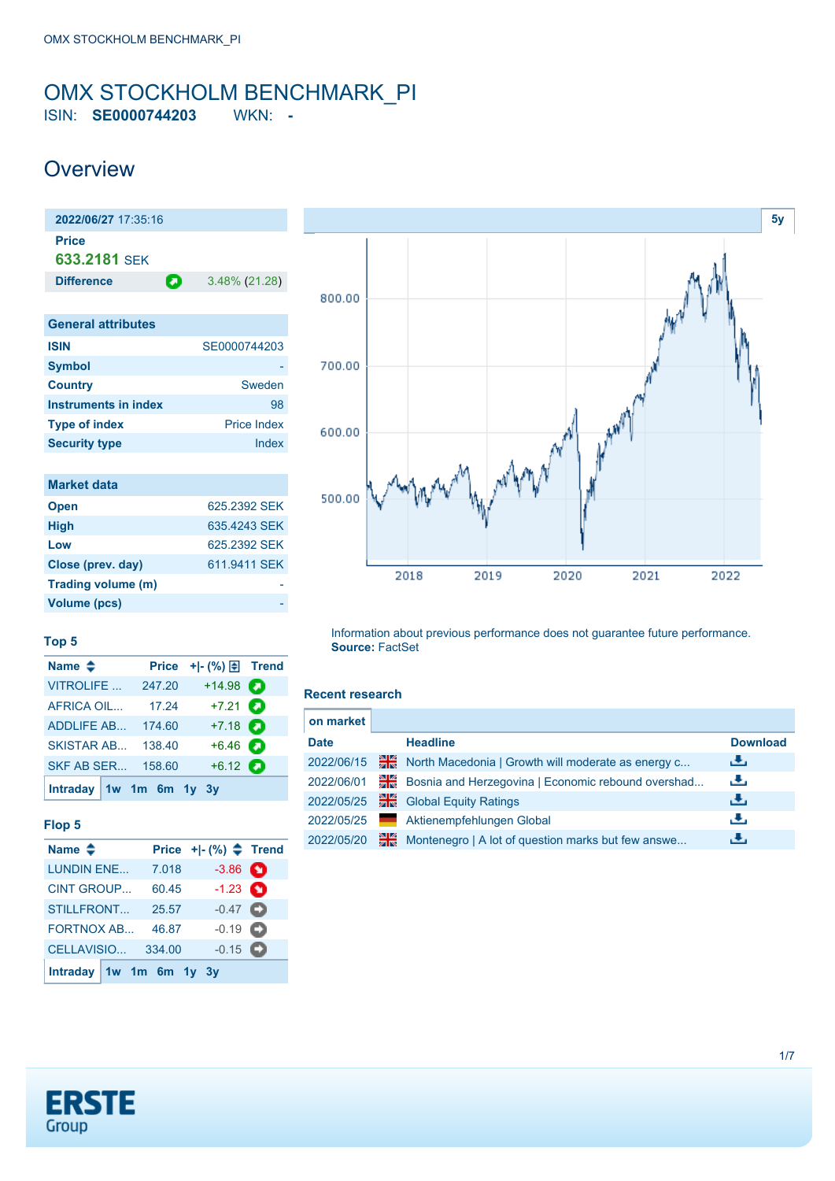# OMX STOCKHOLM BENCHMARK_PI

ISIN: **SE0000744203** WKN: **-**

## Overview

| **2022/06/27** 17:35:16 | |
|---|---|
| **Price** | |
| **633.2181** SEK | |
| **Difference** | 3.48% (21.28) |

| General attributes | |
|---|---|
| ISIN | SE0000744203 |
| Symbol | - |
| Country | Sweden |
| Instruments in index | 98 |
| Type of index | Price Index |
| Security type | Index |

| Market data | |
|---|---|
| Open | 625.2392 SEK |
| High | 635.4243 SEK |
| Low | 625.2392 SEK |
| Close (prev. day) | 611.9411 SEK |
| Trading volume (m) | - |
| Volume (pcs) | - |

Information about previous performance does not guarantee future performance.
**Source:** FactSet

### Top 5

| Name | Price | +\|- (%) | Trend |
|---|---|---|---|
| VITROLIFE ... | 247.20 | +14.98 | |
| AFRICA OIL... | 17.24 | +7.21 | |
| ADDLIFE AB... | 174.60 | +7.18 | |
| SKISTAR AB... | 138.40 | +6.46 | |
| SKF AB SER... | 158.60 | +6.12 | |

Intraday 1w 1m 6m 1y 3y

### Flop 5

| Name | Price | +\|- (%) | Trend |
|---|---|---|---|
| LUNDIN ENE... | 7.018 | -3.86 | |
| CINT GROUP... | 60.45 | -1.23 | |
| STILLFRONT... | 25.57 | -0.47 | |
| FORTNOX AB... | 46.87 | -0.19 | |
| CELLAVISIO... | 334.00 | -0.15 | |

Intraday 1w 1m 6m 1y 3y

### Recent research

on market

| Date | | Headline | Download |
|---|---|---|---|
| 2022/06/15 | | North Macedonia \| Growth will moderate as energy c... | |
| 2022/06/01 | | Bosnia and Herzegovina \| Economic rebound overshad... | |
| 2022/05/25 | | Global Equity Ratings | |
| 2022/05/25 | | Aktienempfehlungen Global | |
| 2022/05/20 | | Montenegro \| A lot of question marks but few answe... | |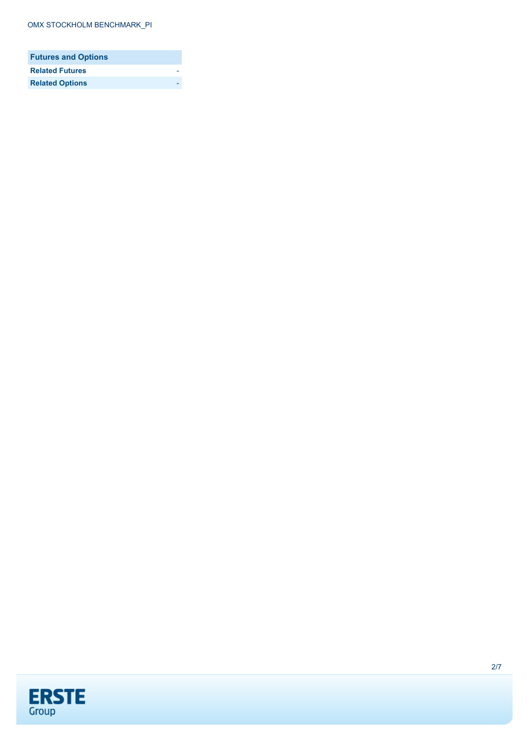| Futures and Options | |
|---|---|
| **Related Futures** | - |
| **Related Options** | - |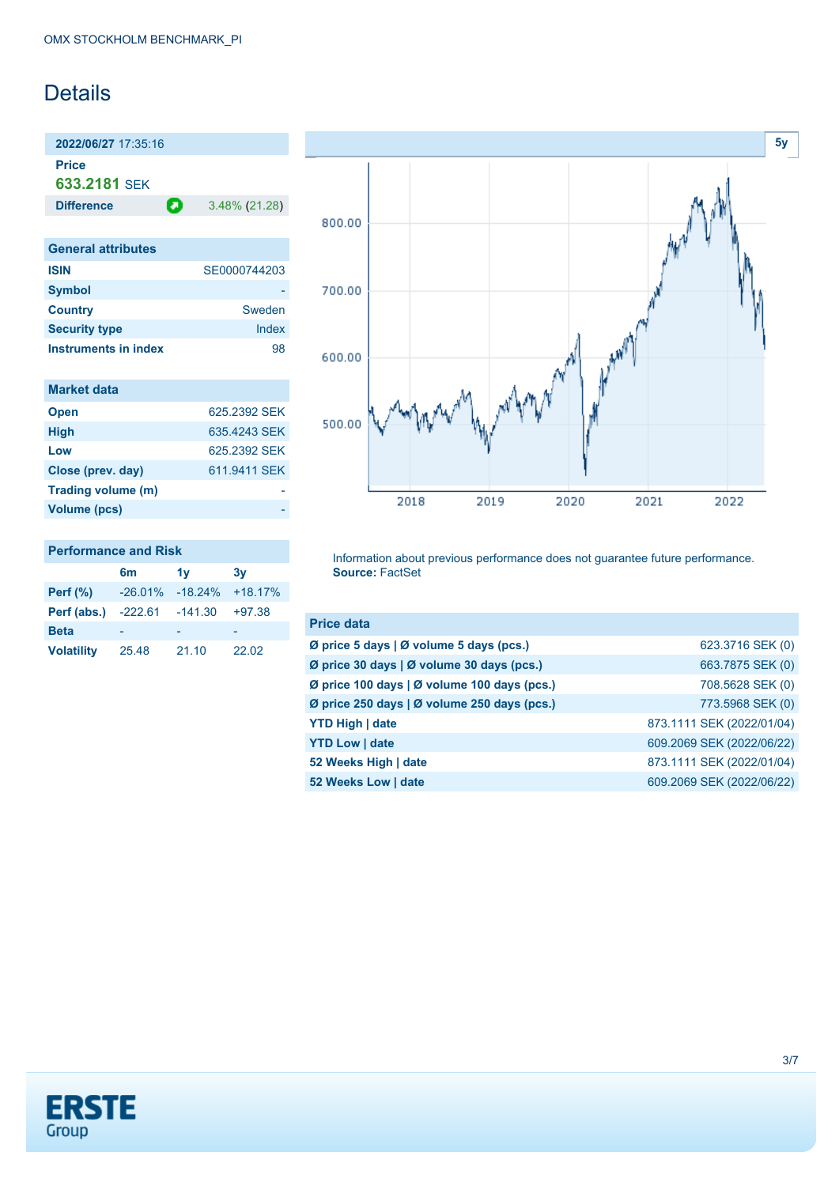OMX STOCKHOLM BENCHMARK_PI

# Details

**2022/06/27** 17:35:16

**Price**

**633.2181** SEK

| **Difference** | 3.48% (21.28) |
|---|---|

| General attributes | |
|---|---|
| **ISIN** | SE0000744203 |
| **Symbol** | - |
| **Country** | Sweden |
| **Security type** | Index |
| **Instruments in index** | 98 |

| Market data | |
|---|---|
| **Open** | 625.2392 SEK |
| **High** | 635.4243 SEK |
| **Low** | 625.2392 SEK |
| **Close (prev. day)** | 611.9411 SEK |
| **Trading volume (m)** | - |
| **Volume (pcs)** | - |

| Performance and Risk | 6m | 1y | 3y |
|---|---|---|---|
| **Perf (%)** | -26.01% | -18.24% | +18.17% |
| **Perf (abs.)** | -222.61 | -141.30 | +97.38 |
| **Beta** | - | - | - |
| **Volatility** | 25.48 | 21.10 | 22.02 |

5y

Information about previous performance does not guarantee future performance.
**Source:** FactSet

| Price data | |
|---|---|
| **Ø price 5 days \| Ø volume 5 days (pcs.)** | 623.3716 SEK (0) |
| **Ø price 30 days \| Ø volume 30 days (pcs.)** | 663.7875 SEK (0) |
| **Ø price 100 days \| Ø volume 100 days (pcs.)** | 708.5628 SEK (0) |
| **Ø price 250 days \| Ø volume 250 days (pcs.)** | 773.5968 SEK (0) |
| **YTD High \| date** | 873.1111 SEK (2022/01/04) |
| **YTD Low \| date** | 609.2069 SEK (2022/06/22) |
| **52 Weeks High \| date** | 873.1111 SEK (2022/01/04) |
| **52 Weeks Low \| date** | 609.2069 SEK (2022/06/22) |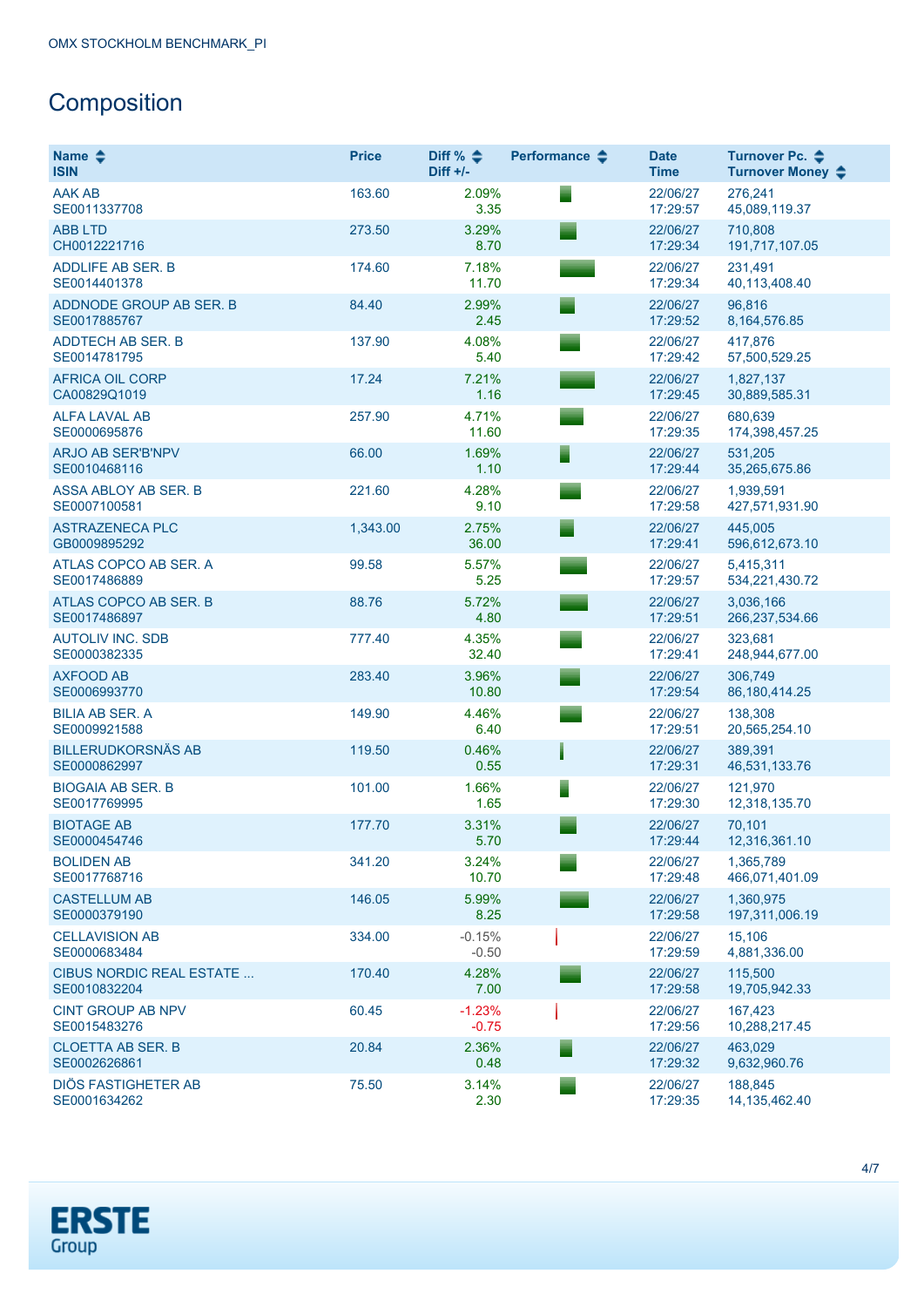## Composition

| Name<br>ISIN | Price | Diff %<br>Diff +/- | Performance | Date<br>Time | Turnover Pc.<br>Turnover Money |
|---|---|---|---|---|---|
| AAK AB<br>SE0011337708 | 163.60 | 2.09%<br>3.35 | | 22/06/27<br>17:29:57 | 276,241<br>45,089,119.37 |
| ABB LTD<br>CH0012221716 | 273.50 | 3.29%<br>8.70 | | 22/06/27<br>17:29:34 | 710,808<br>191,717,107.05 |
| ADDLIFE AB SER. B<br>SE0014401378 | 174.60 | 7.18%<br>11.70 | | 22/06/27<br>17:29:34 | 231,491<br>40,113,408.40 |
| ADDNODE GROUP AB SER. B<br>SE0017885767 | 84.40 | 2.99%<br>2.45 | | 22/06/27<br>17:29:52 | 96,816<br>8,164,576.85 |
| ADDTECH AB SER. B<br>SE0014781795 | 137.90 | 4.08%<br>5.40 | | 22/06/27<br>17:29:42 | 417,876<br>57,500,529.25 |
| AFRICA OIL CORP<br>CA00829Q1019 | 17.24 | 7.21%<br>1.16 | | 22/06/27<br>17:29:45 | 1,827,137<br>30,889,585.31 |
| ALFA LAVAL AB<br>SE0000695876 | 257.90 | 4.71%<br>11.60 | | 22/06/27<br>17:29:35 | 680,639<br>174,398,457.25 |
| ARJO AB SER'B'NPV<br>SE0010468116 | 66.00 | 1.69%<br>1.10 | | 22/06/27<br>17:29:44 | 531,205<br>35,265,675.86 |
| ASSA ABLOY AB SER. B<br>SE0007100581 | 221.60 | 4.28%<br>9.10 | | 22/06/27<br>17:29:58 | 1,939,591<br>427,571,931.90 |
| ASTRAZENECA PLC<br>GB0009895292 | 1,343.00 | 2.75%<br>36.00 | | 22/06/27<br>17:29:41 | 445,005<br>596,612,673.10 |
| ATLAS COPCO AB SER. A<br>SE0017486889 | 99.58 | 5.57%<br>5.25 | | 22/06/27<br>17:29:57 | 5,415,311<br>534,221,430.72 |
| ATLAS COPCO AB SER. B<br>SE0017486897 | 88.76 | 5.72%<br>4.80 | | 22/06/27<br>17:29:51 | 3,036,166<br>266,237,534.66 |
| AUTOLIV INC. SDB<br>SE0000382335 | 777.40 | 4.35%<br>32.40 | | 22/06/27<br>17:29:41 | 323,681<br>248,944,677.00 |
| AXFOOD AB<br>SE0006993770 | 283.40 | 3.96%<br>10.80 | | 22/06/27<br>17:29:54 | 306,749<br>86,180,414.25 |
| BILIA AB SER. A<br>SE0009921588 | 149.90 | 4.46%<br>6.40 | | 22/06/27<br>17:29:51 | 138,308<br>20,565,254.10 |
| BILLERUDKORSNÄS AB<br>SE0000862997 | 119.50 | 0.46%<br>0.55 | | 22/06/27<br>17:29:31 | 389,391<br>46,531,133.76 |
| BIOGAIA AB SER. B<br>SE0017769995 | 101.00 | 1.66%<br>1.65 | | 22/06/27<br>17:29:30 | 121,970<br>12,318,135.70 |
| BIOTAGE AB<br>SE0000454746 | 177.70 | 3.31%<br>5.70 | | 22/06/27<br>17:29:44 | 70,101<br>12,316,361.10 |
| BOLIDEN AB<br>SE0017768716 | 341.20 | 3.24%<br>10.70 | | 22/06/27<br>17:29:48 | 1,365,789<br>466,071,401.09 |
| CASTELLUM AB<br>SE0000379190 | 146.05 | 5.99%<br>8.25 | | 22/06/27<br>17:29:58 | 1,360,975<br>197,311,006.19 |
| CELLAVISION AB<br>SE0000683484 | 334.00 | -0.15%<br>-0.50 | | 22/06/27<br>17:29:59 | 15,106<br>4,881,336.00 |
| CIBUS NORDIC REAL ESTATE ...<br>SE0010832204 | 170.40 | 4.28%<br>7.00 | | 22/06/27<br>17:29:58 | 115,500<br>19,705,942.33 |
| CINT GROUP AB NPV<br>SE0015483276 | 60.45 | -1.23%<br>-0.75 | | 22/06/27<br>17:29:56 | 167,423<br>10,288,217.45 |
| CLOETTA AB SER. B<br>SE0002626861 | 20.84 | 2.36%<br>0.48 | | 22/06/27<br>17:29:32 | 463,029<br>9,632,960.76 |
| DIÖS FASTIGHETER AB<br>SE0001634262 | 75.50 | 3.14%<br>2.30 | | 22/06/27<br>17:29:35 | 188,845<br>14,135,462.40 |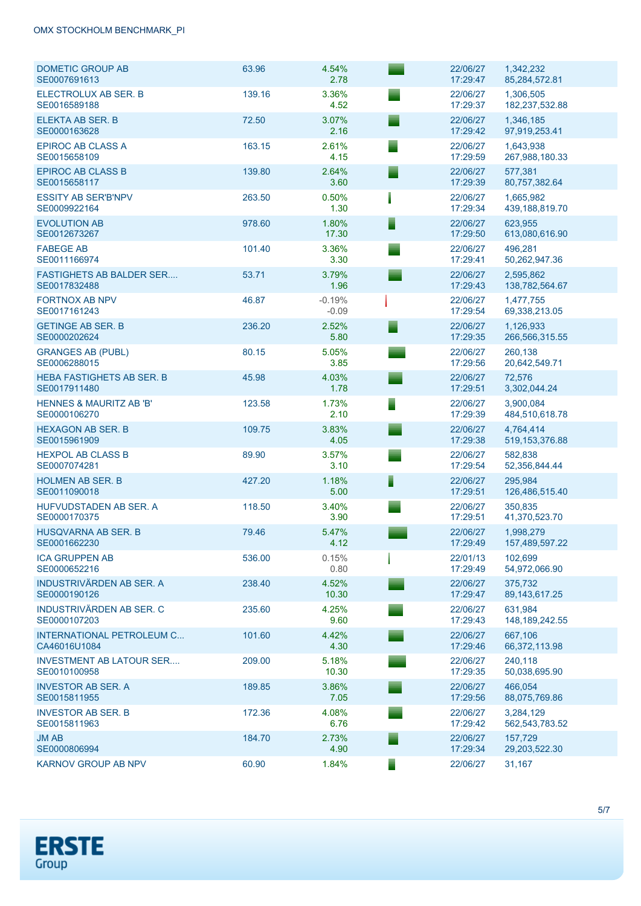| | | | | | |
|---|---|---|---|---|---|
| DOMETIC GROUP AB<br>SE0007691613 | 63.96 | 4.54%<br>2.78 | | 22/06/27<br>17:29:47 | 1,342,232<br>85,284,572.81 |
| ELECTROLUX AB SER. B<br>SE0016589188 | 139.16 | 3.36%<br>4.52 | | 22/06/27<br>17:29:37 | 1,306,505<br>182,237,532.88 |
| ELEKTA AB SER. B<br>SE0000163628 | 72.50 | 3.07%<br>2.16 | | 22/06/27<br>17:29:42 | 1,346,185<br>97,919,253.41 |
| EPIROC AB CLASS A<br>SE0015658109 | 163.15 | 2.61%<br>4.15 | | 22/06/27<br>17:29:59 | 1,643,938<br>267,988,180.33 |
| EPIROC AB CLASS B<br>SE0015658117 | 139.80 | 2.64%<br>3.60 | | 22/06/27<br>17:29:39 | 577,381<br>80,757,382.64 |
| ESSITY AB SER'B'NPV<br>SE0009922164 | 263.50 | 0.50%<br>1.30 | | 22/06/27<br>17:29:34 | 1,665,982<br>439,188,819.70 |
| EVOLUTION AB<br>SE0012673267 | 978.60 | 1.80%<br>17.30 | | 22/06/27<br>17:29:50 | 623,955<br>613,080,616.90 |
| FABEGE AB<br>SE0011166974 | 101.40 | 3.36%<br>3.30 | | 22/06/27<br>17:29:41 | 496,281<br>50,262,947.36 |
| FASTIGHETS AB BALDER SER....<br>SE0017832488 | 53.71 | 3.79%<br>1.96 | | 22/06/27<br>17:29:43 | 2,595,862<br>138,782,564.67 |
| FORTNOX AB NPV<br>SE0017161243 | 46.87 | -0.19%<br>-0.09 | | 22/06/27<br>17:29:54 | 1,477,755<br>69,338,213.05 |
| GETINGE AB SER. B<br>SE0000202624 | 236.20 | 2.52%<br>5.80 | | 22/06/27<br>17:29:35 | 1,126,933<br>266,566,315.55 |
| GRANGES AB (PUBL)<br>SE0006288015 | 80.15 | 5.05%<br>3.85 | | 22/06/27<br>17:29:56 | 260,138<br>20,642,549.71 |
| HEBA FASTIGHETS AB SER. B<br>SE0017911480 | 45.98 | 4.03%<br>1.78 | | 22/06/27<br>17:29:51 | 72,576<br>3,302,044.24 |
| HENNES & MAURITZ AB 'B'<br>SE0000106270 | 123.58 | 1.73%<br>2.10 | | 22/06/27<br>17:29:39 | 3,900,084<br>484,510,618.78 |
| HEXAGON AB SER. B<br>SE0015961909 | 109.75 | 3.83%<br>4.05 | | 22/06/27<br>17:29:38 | 4,764,414<br>519,153,376.88 |
| HEXPOL AB CLASS B<br>SE0007074281 | 89.90 | 3.57%<br>3.10 | | 22/06/27<br>17:29:54 | 582,838<br>52,356,844.44 |
| HOLMEN AB SER. B<br>SE0011090018 | 427.20 | 1.18%<br>5.00 | | 22/06/27<br>17:29:51 | 295,984<br>126,486,515.40 |
| HUFVUDSTADEN AB SER. A<br>SE0000170375 | 118.50 | 3.40%<br>3.90 | | 22/06/27<br>17:29:51 | 350,835<br>41,370,523.70 |
| HUSQVARNA AB SER. B<br>SE0001662230 | 79.46 | 5.47%<br>4.12 | | 22/06/27<br>17:29:49 | 1,998,279<br>157,489,597.22 |
| ICA GRUPPEN AB<br>SE0000652216 | 536.00 | 0.15%<br>0.80 | | 22/01/13<br>17:29:49 | 102,699<br>54,972,066.90 |
| INDUSTRIVÄRDEN AB SER. A<br>SE0000190126 | 238.40 | 4.52%<br>10.30 | | 22/06/27<br>17:29:47 | 375,732<br>89,143,617.25 |
| INDUSTRIVÄRDEN AB SER. C<br>SE0000107203 | 235.60 | 4.25%<br>9.60 | | 22/06/27<br>17:29:43 | 631,984<br>148,189,242.55 |
| INTERNATIONAL PETROLEUM C...<br>CA46016U1084 | 101.60 | 4.42%<br>4.30 | | 22/06/27<br>17:29:46 | 667,106<br>66,372,113.98 |
| INVESTMENT AB LATOUR SER....<br>SE0010100958 | 209.00 | 5.18%<br>10.30 | | 22/06/27<br>17:29:35 | 240,118<br>50,038,695.90 |
| INVESTOR AB SER. A<br>SE0015811955 | 189.85 | 3.86%<br>7.05 | | 22/06/27<br>17:29:56 | 466,054<br>88,075,769.86 |
| INVESTOR AB SER. B<br>SE0015811963 | 172.36 | 4.08%<br>6.76 | | 22/06/27<br>17:29:42 | 3,284,129<br>562,543,783.52 |
| JM AB<br>SE0000806994 | 184.70 | 2.73%<br>4.90 | | 22/06/27<br>17:29:34 | 157,729<br>29,203,522.30 |
| KARNOV GROUP AB NPV | 60.90 | 1.84% | | 22/06/27 | 31,167 |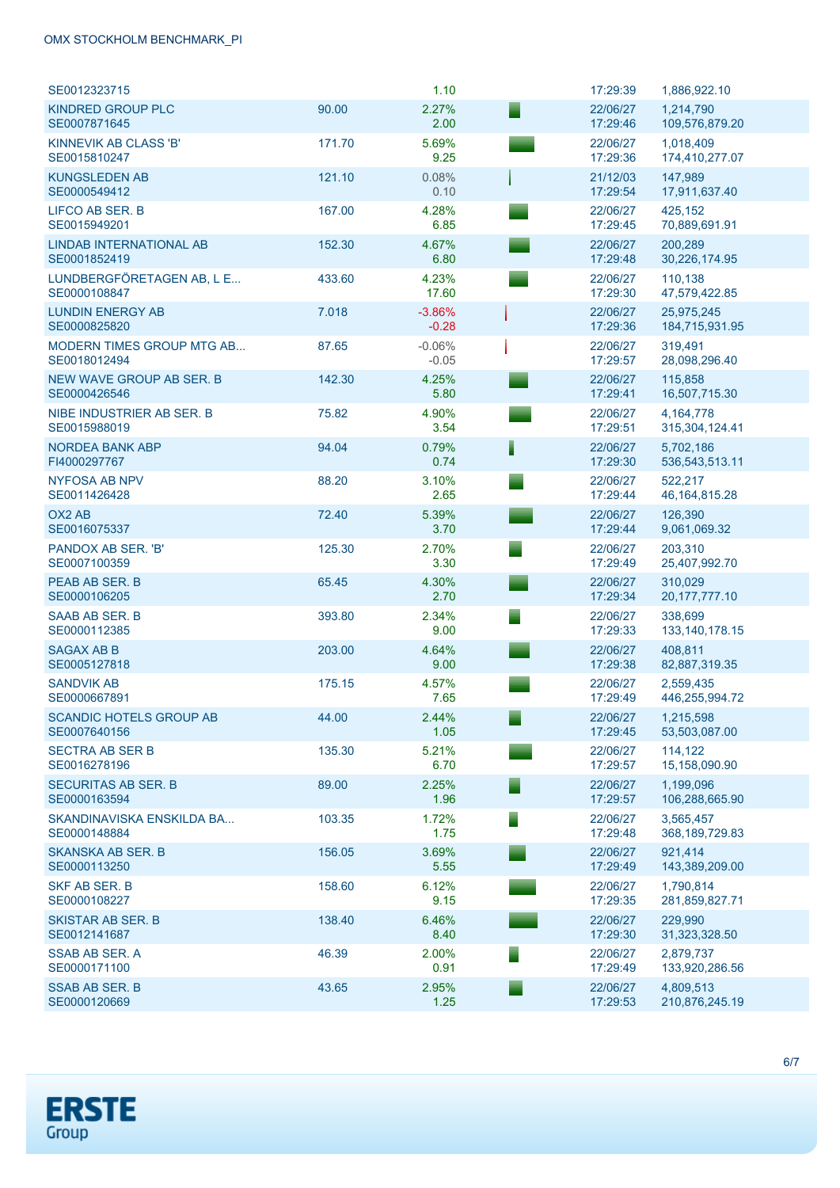| | | | | | |
|---|---|---|---|---|---|
| SE0012323715 | | 1.10 | | 17:29:39 | 1,886,922.10 |
| KINDRED GROUP PLC<br>SE0007871645 | 90.00 | 2.27%<br>2.00 | | 22/06/27<br>17:29:46 | 1,214,790<br>109,576,879.20 |
| KINNEVIK AB CLASS 'B'<br>SE0015810247 | 171.70 | 5.69%<br>9.25 | | 22/06/27<br>17:29:36 | 1,018,409<br>174,410,277.07 |
| KUNGSLEDEN AB<br>SE0000549412 | 121.10 | 0.08%<br>0.10 | | 21/12/03<br>17:29:54 | 147,989<br>17,911,637.40 |
| LIFCO AB SER. B<br>SE0015949201 | 167.00 | 4.28%<br>6.85 | | 22/06/27<br>17:29:45 | 425,152<br>70,889,691.91 |
| LINDAB INTERNATIONAL AB<br>SE0001852419 | 152.30 | 4.67%<br>6.80 | | 22/06/27<br>17:29:48 | 200,289<br>30,226,174.95 |
| LUNDBERGFÖRETAGEN AB, L E...<br>SE0000108847 | 433.60 | 4.23%<br>17.60 | | 22/06/27<br>17:29:30 | 110,138<br>47,579,422.85 |
| LUNDIN ENERGY AB<br>SE0000825820 | 7.018 | -3.86%<br>-0.28 | | 22/06/27<br>17:29:36 | 25,975,245<br>184,715,931.95 |
| MODERN TIMES GROUP MTG AB...<br>SE0018012494 | 87.65 | -0.06%<br>-0.05 | | 22/06/27<br>17:29:57 | 319,491<br>28,098,296.40 |
| NEW WAVE GROUP AB SER. B<br>SE0000426546 | 142.30 | 4.25%<br>5.80 | | 22/06/27<br>17:29:41 | 115,858<br>16,507,715.30 |
| NIBE INDUSTRIER AB SER. B<br>SE0015988019 | 75.82 | 4.90%<br>3.54 | | 22/06/27<br>17:29:51 | 4,164,778<br>315,304,124.41 |
| NORDEA BANK ABP<br>FI4000297767 | 94.04 | 0.79%<br>0.74 | | 22/06/27<br>17:29:30 | 5,702,186<br>536,543,513.11 |
| NYFOSA AB NPV<br>SE0011426428 | 88.20 | 3.10%<br>2.65 | | 22/06/27<br>17:29:44 | 522,217<br>46,164,815.28 |
| OX2 AB<br>SE0016075337 | 72.40 | 5.39%<br>3.70 | | 22/06/27<br>17:29:44 | 126,390<br>9,061,069.32 |
| PANDOX AB SER. 'B'<br>SE0007100359 | 125.30 | 2.70%<br>3.30 | | 22/06/27<br>17:29:49 | 203,310<br>25,407,992.70 |
| PEAB AB SER. B<br>SE0000106205 | 65.45 | 4.30%<br>2.70 | | 22/06/27<br>17:29:34 | 310,029<br>20,177,777.10 |
| SAAB AB SER. B<br>SE0000112385 | 393.80 | 2.34%<br>9.00 | | 22/06/27<br>17:29:33 | 338,699<br>133,140,178.15 |
| SAGAX AB B<br>SE0005127818 | 203.00 | 4.64%<br>9.00 | | 22/06/27<br>17:29:38 | 408,811<br>82,887,319.35 |
| SANDVIK AB<br>SE0000667891 | 175.15 | 4.57%<br>7.65 | | 22/06/27<br>17:29:49 | 2,559,435<br>446,255,994.72 |
| SCANDIC HOTELS GROUP AB<br>SE0007640156 | 44.00 | 2.44%<br>1.05 | | 22/06/27<br>17:29:45 | 1,215,598<br>53,503,087.00 |
| SECTRA AB SER B<br>SE0016278196 | 135.30 | 5.21%<br>6.70 | | 22/06/27<br>17:29:57 | 114,122<br>15,158,090.90 |
| SECURITAS AB SER. B<br>SE0000163594 | 89.00 | 2.25%<br>1.96 | | 22/06/27<br>17:29:57 | 1,199,096<br>106,288,665.90 |
| SKANDINAVISKA ENSKILDA BA...<br>SE0000148884 | 103.35 | 1.72%<br>1.75 | | 22/06/27<br>17:29:48 | 3,565,457<br>368,189,729.83 |
| SKANSKA AB SER. B<br>SE0000113250 | 156.05 | 3.69%<br>5.55 | | 22/06/27<br>17:29:49 | 921,414<br>143,389,209.00 |
| SKF AB SER. B<br>SE0000108227 | 158.60 | 6.12%<br>9.15 | | 22/06/27<br>17:29:35 | 1,790,814<br>281,859,827.71 |
| SKISTAR AB SER. B<br>SE0012141687 | 138.40 | 6.46%<br>8.40 | | 22/06/27<br>17:29:30 | 229,990<br>31,323,328.50 |
| SSAB AB SER. A<br>SE0000171100 | 46.39 | 2.00%<br>0.91 | | 22/06/27<br>17:29:49 | 2,879,737<br>133,920,286.56 |
| SSAB AB SER. B<br>SE0000120669 | 43.65 | 2.95%<br>1.25 | | 22/06/27<br>17:29:53 | 4,809,513<br>210,876,245.19 |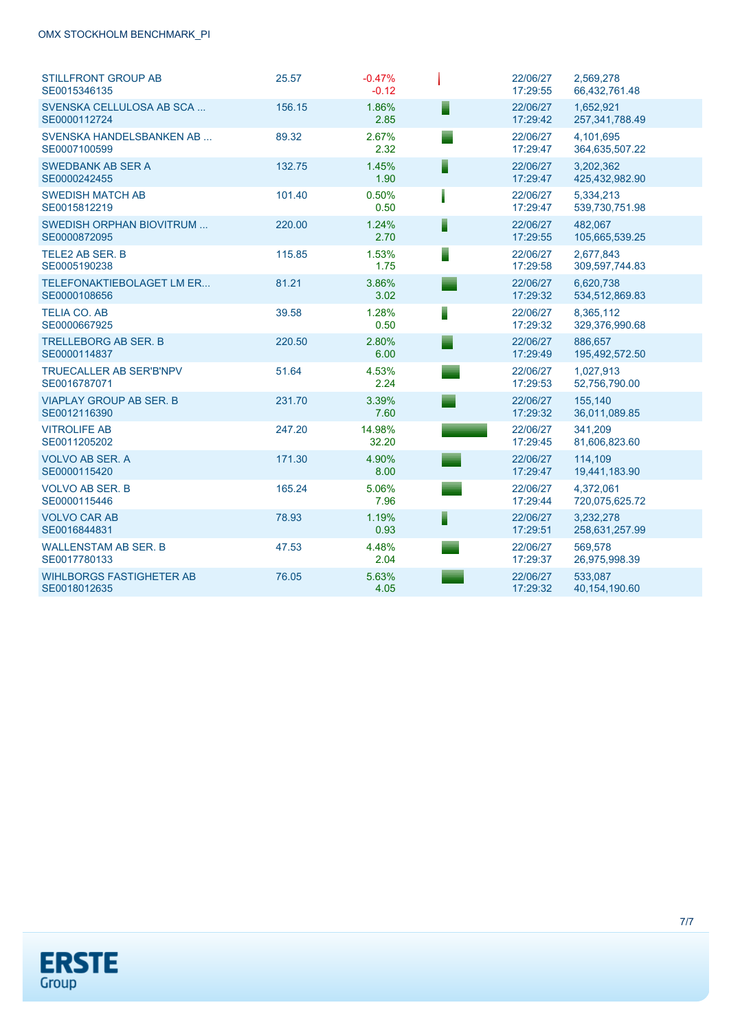| | | | | | |
|---|---|---|---|---|---|
| STILLFRONT GROUP AB<br>SE0015346135 | 25.57 | -0.47%<br>-0.12 | | 22/06/27<br>17:29:55 | 2,569,278<br>66,432,761.48 |
| SVENSKA CELLULOSA AB SCA ...<br>SE0000112724 | 156.15 | 1.86%<br>2.85 | | 22/06/27<br>17:29:42 | 1,652,921<br>257,341,788.49 |
| SVENSKA HANDELSBANKEN AB ...<br>SE0007100599 | 89.32 | 2.67%<br>2.32 | | 22/06/27<br>17:29:47 | 4,101,695<br>364,635,507.22 |
| SWEDBANK AB SER A<br>SE0000242455 | 132.75 | 1.45%<br>1.90 | | 22/06/27<br>17:29:47 | 3,202,362<br>425,432,982.90 |
| SWEDISH MATCH AB<br>SE0015812219 | 101.40 | 0.50%<br>0.50 | | 22/06/27<br>17:29:47 | 5,334,213<br>539,730,751.98 |
| SWEDISH ORPHAN BIOVITRUM ...<br>SE0000872095 | 220.00 | 1.24%<br>2.70 | | 22/06/27<br>17:29:55 | 482,067<br>105,665,539.25 |
| TELE2 AB SER. B<br>SE0005190238 | 115.85 | 1.53%<br>1.75 | | 22/06/27<br>17:29:58 | 2,677,843<br>309,597,744.83 |
| TELEFONAKTIEBOLAGET LM ER...<br>SE0000108656 | 81.21 | 3.86%<br>3.02 | | 22/06/27<br>17:29:32 | 6,620,738<br>534,512,869.83 |
| TELIA CO. AB<br>SE0000667925 | 39.58 | 1.28%<br>0.50 | | 22/06/27<br>17:29:32 | 8,365,112<br>329,376,990.68 |
| TRELLEBORG AB SER. B<br>SE0000114837 | 220.50 | 2.80%<br>6.00 | | 22/06/27<br>17:29:49 | 886,657<br>195,492,572.50 |
| TRUECALLER AB SER'B'NPV<br>SE0016787071 | 51.64 | 4.53%<br>2.24 | | 22/06/27<br>17:29:53 | 1,027,913<br>52,756,790.00 |
| VIAPLAY GROUP AB SER. B<br>SE0012116390 | 231.70 | 3.39%<br>7.60 | | 22/06/27<br>17:29:32 | 155,140<br>36,011,089.85 |
| VITROLIFE AB<br>SE0011205202 | 247.20 | 14.98%<br>32.20 | | 22/06/27<br>17:29:45 | 341,209<br>81,606,823.60 |
| VOLVO AB SER. A<br>SE0000115420 | 171.30 | 4.90%<br>8.00 | | 22/06/27<br>17:29:47 | 114,109<br>19,441,183.90 |
| VOLVO AB SER. B<br>SE0000115446 | 165.24 | 5.06%<br>7.96 | | 22/06/27<br>17:29:44 | 4,372,061<br>720,075,625.72 |
| VOLVO CAR AB<br>SE0016844831 | 78.93 | 1.19%<br>0.93 | | 22/06/27<br>17:29:51 | 3,232,278<br>258,631,257.99 |
| WALLENSTAM AB SER. B<br>SE0017780133 | 47.53 | 4.48%<br>2.04 | | 22/06/27<br>17:29:37 | 569,578<br>26,975,998.39 |
| WIHLBORGS FASTIGHETER AB<br>SE0018012635 | 76.05 | 5.63%<br>4.05 | | 22/06/27<br>17:29:32 | 533,087<br>40,154,190.60 |